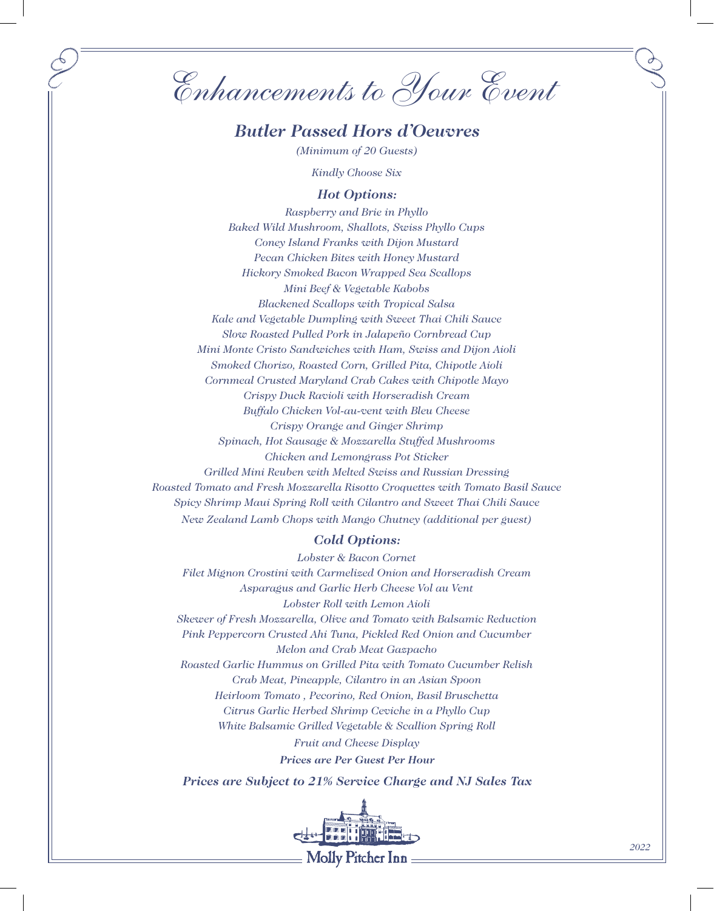# Enhancements to Your Event

## Butler Passed Hors d'Oeuvres

*(Minimum of 20 Guests)*

*Kindly Choose Six*

### Hot Options:

*Raspberry and Brie in Phyllo*
*Baked Wild Mushroom, Shallots, Swiss Phyllo Cups*
*Coney Island Franks with Dijon Mustard*
*Pecan Chicken Bites with Honey Mustard*
*Hickory Smoked Bacon Wrapped Sea Scallops*
*Mini Beef & Vegetable Kabobs*
*Blackened Scallops with Tropical Salsa*
*Kale and Vegetable Dumpling with Sweet Thai Chili Sauce*
*Slow Roasted Pulled Pork in Jalapeño Cornbread Cup*
*Mini Monte Cristo Sandwiches with Ham, Swiss and Dijon Aioli*
*Smoked Chorizo, Roasted Corn, Grilled Pita, Chipotle Aioli*
*Cornmeal Crusted Maryland Crab Cakes with Chipotle Mayo*
*Crispy Duck Ravioli with Horseradish Cream*
*Buffalo Chicken Vol-au-vent with Bleu Cheese*
*Crispy Orange and Ginger Shrimp*
*Spinach, Hot Sausage & Mozzarella Stuffed Mushrooms*
*Chicken and Lemongrass Pot Sticker*
*Grilled Mini Reuben with Melted Swiss and Russian Dressing*
*Roasted Tomato and Fresh Mozzarella Risotto Croquettes with Tomato Basil Sauce*
*Spicy Shrimp Maui Spring Roll with Cilantro and Sweet Thai Chili Sauce*
*New Zealand Lamb Chops with Mango Chutney (additional per guest)*

### Cold Options:

*Lobster & Bacon Cornet*
*Filet Mignon Crostini with Carmelized Onion and Horseradish Cream*
*Asparagus and Garlic Herb Cheese Vol au Vent*
*Lobster Roll with Lemon Aioli*
*Skewer of Fresh Mozzarella, Olive and Tomato with Balsamic Reduction*
*Pink Peppercorn Crusted Ahi Tuna, Pickled Red Onion and Cucumber*
*Melon and Crab Meat Gazpacho*
*Roasted Garlic Hummus on Grilled Pita with Tomato Cucumber Relish*
*Crab Meat, Pineapple, Cilantro in an Asian Spoon*
*Heirloom Tomato , Pecorino, Red Onion, Basil Bruschetta*
*Citrus Garlic Herbed Shrimp Ceviche in a Phyllo Cup*
*White Balsamic Grilled Vegetable & Scallion Spring Roll*

*Fruit and Cheese Display*

***Prices are Per Guest Per Hour***

***Prices are Subject to 21% Service Charge and NJ Sales Tax***

Molly Pitcher Inn

2022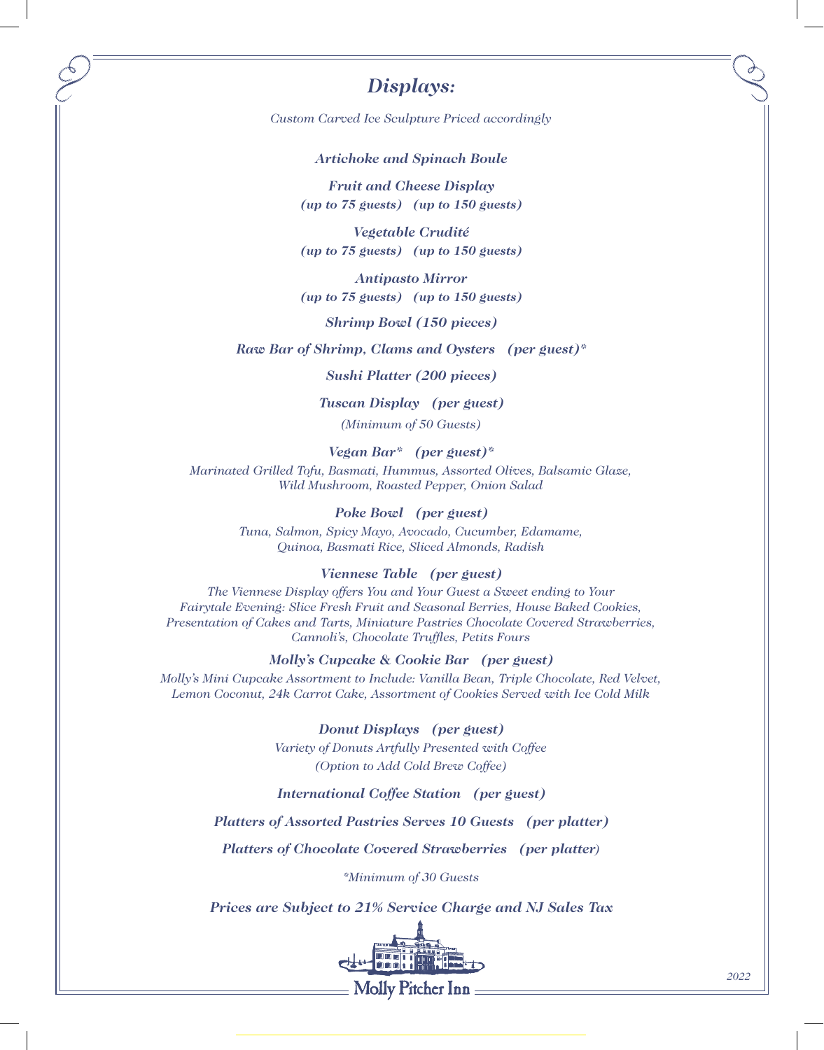## *Displays:*

*Custom Carved Ice Sculpture Priced accordingly*

***Artichoke and Spinach Boule***

***Fruit and Cheese Display***
***(up to 75 guests)   (up to 150 guests)***

***Vegetable Crudité***
***(up to 75 guests)   (up to 150 guests)***

***Antipasto Mirror***
***(up to 75 guests)   (up to 150 guests)***

***Shrimp Bowl (150 pieces)***

***Raw Bar of Shrimp, Clams and Oysters   (per guest)****

***Sushi Platter (200 pieces)***

***Tuscan Display   (per guest)***
*(Minimum of 50 Guests)*

***Vegan Bar*   (per guest)****
*Marinated Grilled Tofu, Basmati, Hummus, Assorted Olives, Balsamic Glaze, Wild Mushroom, Roasted Pepper, Onion Salad*

***Poke Bowl   (per guest)***
*Tuna, Salmon, Spicy Mayo, Avocado, Cucumber, Edamame, Quinoa, Basmati Rice, Sliced Almonds, Radish*

***Viennese Table   (per guest)***
*The Viennese Display offers You and Your Guest a Sweet ending to Your Fairytale Evening: Slice Fresh Fruit and Seasonal Berries, House Baked Cookies, Presentation of Cakes and Tarts, Miniature Pastries Chocolate Covered Strawberries, Cannoli's, Chocolate Truffles, Petits Fours*

***Molly's Cupcake & Cookie Bar   (per guest)***
*Molly's Mini Cupcake Assortment to Include: Vanilla Bean, Triple Chocolate, Red Velvet, Lemon Coconut, 24k Carrot Cake, Assortment of Cookies Served with Ice Cold Milk*

***Donut Displays   (per guest)***
*Variety of Donuts Artfully Presented with Coffee*
*(Option to Add Cold Brew Coffee)*

***International Coffee Station   (per guest)***

***Platters of Assorted Pastries Serves 10 Guests   (per platter)***

***Platters of Chocolate Covered Strawberries   (per platter)***

**Minimum of 30 Guests*

***Prices are Subject to 21% Service Charge and NJ Sales Tax***

Molly Pitcher Inn

2022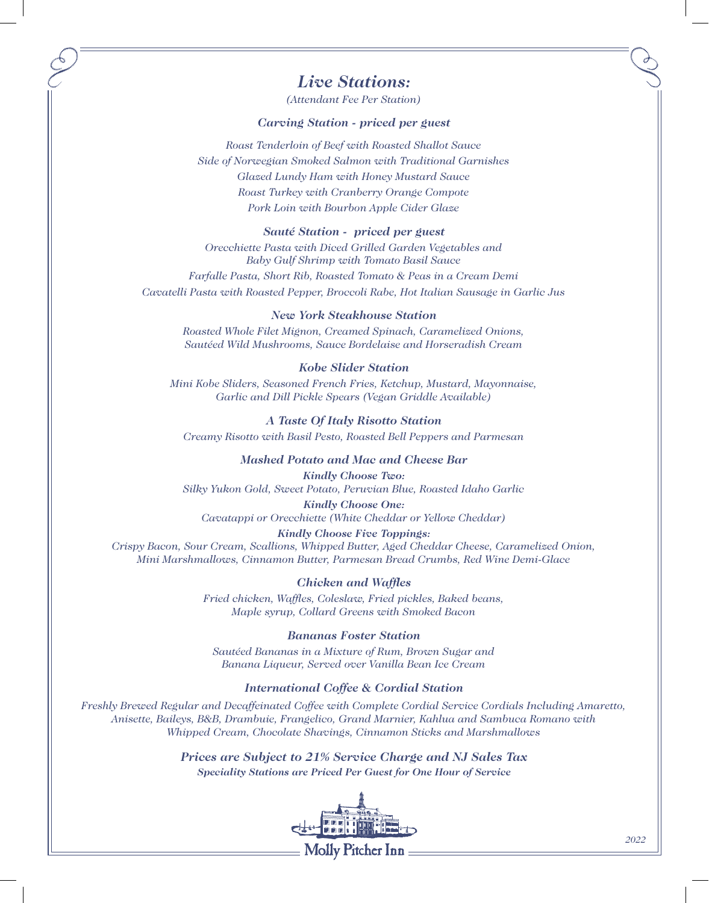# *Live Stations:*

*(Attendant Fee Per Station)*

### *Carving Station - priced per guest*

*Roast Tenderloin of Beef with Roasted Shallot Sauce*
*Side of Norwegian Smoked Salmon with Traditional Garnishes*
*Glazed Lundy Ham with Honey Mustard Sauce*
*Roast Turkey with Cranberry Orange Compote*
*Pork Loin with Bourbon Apple Cider Glaze*

### *Sauté Station - priced per guest*

*Orecchiette Pasta with Diced Grilled Garden Vegetables and Baby Gulf Shrimp with Tomato Basil Sauce*
*Farfalle Pasta, Short Rib, Roasted Tomato & Peas in a Cream Demi*
*Cavatelli Pasta with Roasted Pepper, Broccoli Rabe, Hot Italian Sausage in Garlic Jus*

### *New York Steakhouse Station*

*Roasted Whole Filet Mignon, Creamed Spinach, Caramelized Onions, Sautéed Wild Mushrooms, Sauce Bordelaise and Horseradish Cream*

### *Kobe Slider Station*

*Mini Kobe Sliders, Seasoned French Fries, Ketchup, Mustard, Mayonnaise, Garlic and Dill Pickle Spears (Vegan Griddle Available)*

### *A Taste Of Italy Risotto Station*

*Creamy Risotto with Basil Pesto, Roasted Bell Peppers and Parmesan*

### *Mashed Potato and Mac and Cheese Bar*

***Kindly Choose Two:***
*Silky Yukon Gold, Sweet Potato, Peruvian Blue, Roasted Idaho Garlic*

***Kindly Choose One:***
*Cavatappi or Orecchiette (White Cheddar or Yellow Cheddar)*

***Kindly Choose Five Toppings:***
*Crispy Bacon, Sour Cream, Scallions, Whipped Butter, Aged Cheddar Cheese, Caramelized Onion, Mini Marshmallows, Cinnamon Butter, Parmesan Bread Crumbs, Red Wine Demi-Glace*

### *Chicken and Waffles*

*Fried chicken, Waffles, Coleslaw, Fried pickles, Baked beans, Maple syrup, Collard Greens with Smoked Bacon*

### *Bananas Foster Station*

*Sautéed Bananas in a Mixture of Rum, Brown Sugar and Banana Liqueur, Served over Vanilla Bean Ice Cream*

### *International Coffee & Cordial Station*

*Freshly Brewed Regular and Decaffeinated Coffee with Complete Cordial Service Cordials Including Amaretto, Anisette, Baileys, B&B, Drambuie, Frangelico, Grand Marnier, Kahlua and Sambuca Romano with Whipped Cream, Chocolate Shavings, Cinnamon Sticks and Marshmallows*

***Prices are Subject to 21% Service Charge and NJ Sales Tax***

***Speciality Stations are Priced Per Guest for One Hour of Service***

Molly Pitcher Inn

2022